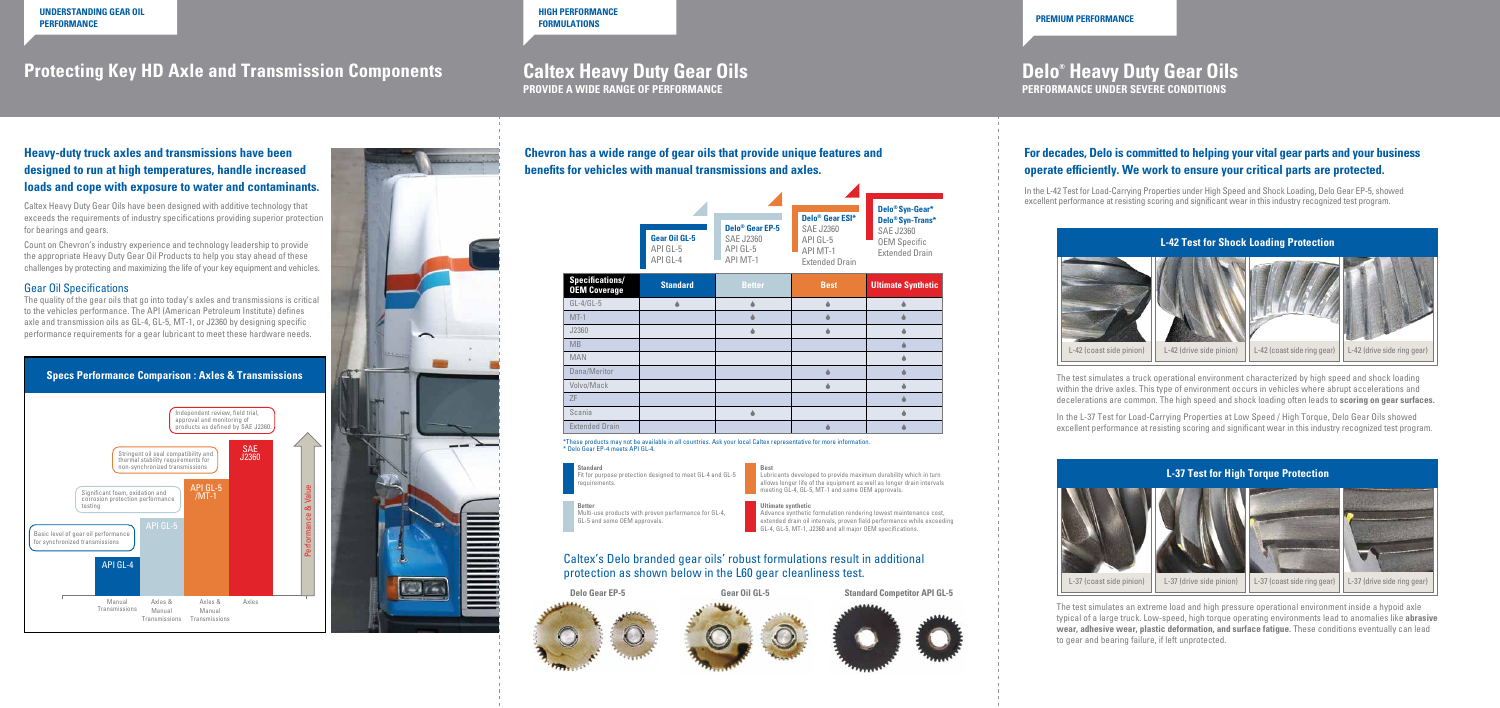UNDERSTANDING GEAR OIL PERFORMANCE

# Protecting Key HD Axle and Transmission Components

### Heavy-duty truck axles and transmissions have been designed to run at high temperatures, handle increased loads and cope with exposure to water and contaminants.

Caltex Heavy Duty Gear Oils have been designed with additive technology that exceeds the requirements of industry specifications providing superior protection for bearings and gears.

Count on Chevron's industry experience and technology leadership to provide the appropriate Heavy Duty Gear Oil Products to help you stay ahead of these challenges by protecting and maximizing the life of your key equipment and vehicles.

## Gear Oil Specifications

The quality of the gear oils that go into today's axles and transmissions is critical to the vehicles performance. The API (American Petroleum Institute) defines axle and transmission oils as GL-4, GL-5, MT-1, or J2360 by designing specific performance requirements for a gear lubricant to meet these hardware needs.

### Specs Performance Comparison : Axles & Transmissions

- API GL-4 — Manual Transmissions — Basic level of gear oil performance for synchronized transmissions
- API GL-5 — Axles & Manual Transmissions — Significant foam, oxidation and corrosion protection performance testing
- API GL-5 /MT-1 — Axles & Manual Transmissions — Stringent oil seal compatibility and thermal stability requirements for non-synchronized transmissions
- SAE J2360 — Axles — Independent review, field trial, approval and monitoring of products as defined by SAE J2360

Performance & Value

HIGH PERFORMANCE FORMULATIONS

# Caltex Heavy Duty Gear Oils

**PROVIDE A WIDE RANGE OF PERFORMANCE**

### Chevron has a wide range of gear oils that provide unique features and benefits for vehicles with manual transmissions and axles.

| Specifications/ OEM Coverage | Gear Oil GL-5 (API GL-5, API GL-4) — Standard | Delo® Gear EP-5 (SAE J2360, API GL-5, API MT-1) — Better | Delo® Gear ESI* (SAE J2360, API GL-5, API MT-1, Extended Drain) — Best | Delo® Syn-Gear* / Delo® Syn-Trans* (SAE J2360, OEM Specific, Extended Drain) — Ultimate Synthetic |
|---|---|---|---|---|
| GL-4/GL-5 | ● | ● | ● | ● |
| MT-1 | | ● | ● | ● |
| J2360 | | ● | ● | ● |
| MB | | | | ● |
| MAN | | | | ● |
| Dana/Meritor | | | ● | ● |
| Volvo/Mack | | | ● | ● |
| ZF | | | | ● |
| Scania | | ● | | ● |
| Extended Drain | | | ● | ● |

*These products may not be available in all countries. Ask your local Caltex representative for more information.
^ Delo Gear EP-4 meets API GL-4.

**Standard**
Fit for purpose protection designed to meet GL-4 and GL-5 requirements.

**Better**
Multi-use products with proven performance for GL-4, GL-5 and some OEM approvals.

**Best**
Lubricants developed to provide maximum durability which in turn allows longer life of the equipment as well as longer drain intervals meeting GL-4, GL-5, MT-1 and some OEM approvals.

**Ultimate synthetic**
Advance synthetic formulation rendering lowest maintenance cost, extended drain oil intervals, proven field performance while exceeding GL-4, GL-5, MT-1, J2360 and all major OEM specifications.

## Caltex's Delo branded gear oils' robust formulations result in additional protection as shown below in the L60 gear cleanliness test.

Delo Gear EP-5 | Gear Oil GL-5 | Standard Competitor API GL-5

PREMIUM PERFORMANCE

# Delo® Heavy Duty Gear Oils

**PERFORMANCE UNDER SEVERE CONDITIONS**

### For decades, Delo is committed to helping your vital gear parts and your business operate efficiently. We work to ensure your critical parts are protected.

In the L-42 Test for Load-Carrying Properties under High Speed and Shock Loading, Delo Gear EP-5, showed excellent performance at resisting scoring and significant wear in this industry recognized test program.

### L-42 Test for Shock Loading Protection

L-42 (coast side pinion) | L-42 (drive side pinion) | L-42 (coast side ring gear) | L-42 (drive side ring gear)

The test simulates a truck operational environment characterized by high speed and shock loading within the drive axles. This type of environment occurs in vehicles where abrupt accelerations and decelerations are common. The high speed and shock loading often leads to **scoring on gear surfaces.**

In the L-37 Test for Load-Carrying Properties at Low Speed / High Torque, Delo Gear Oils showed excellent performance at resisting scoring and significant wear in this industry recognized test program.

### L-37 Test for High Torque Protection

L-37 (coast side pinion) | L-37 (drive side pinion) | L-37 (coast side ring gear) | L-37 (drive side ring gear)

The test simulates an extreme load and high pressure operational environment inside a hypoid axle typical of a large truck. Low-speed, high torque operating environments lead to anomalies like **abrasive wear, adhesive wear, plastic deformation, and surface fatigue.** These conditions eventually can lead to gear and bearing failure, if left unprotected.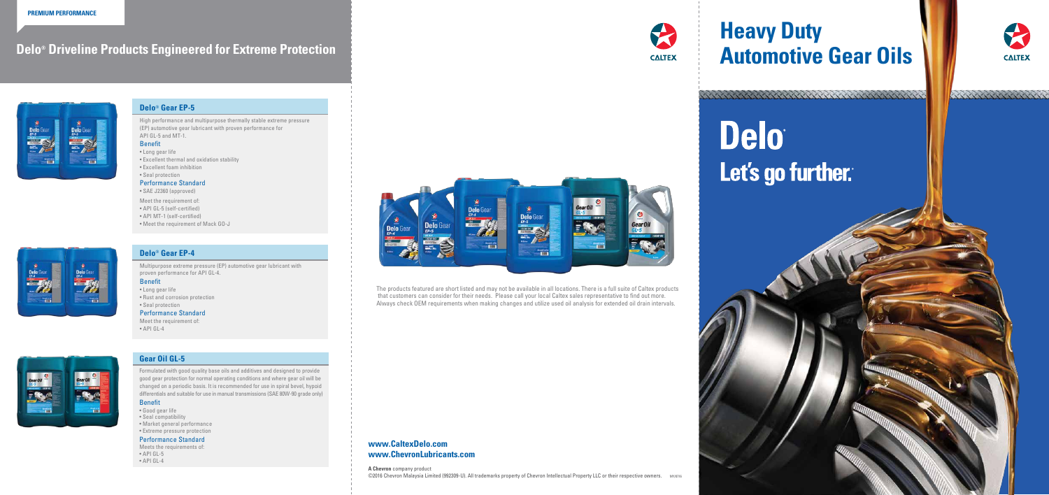PREMIUM PERFORMANCE

## Delo® Driveline Products Engineered for Extreme Protection

### Delo® Gear EP-5

High performance and multipurpose thermally stable extreme pressure (EP) automotive gear lubricant with proven performance for API GL-5 and MT-1.

**Benefit**

- Long gear life
- Excellent thermal and oxidation stability
- Excellent foam inhibition
- Seal protection

**Performance Standard**

- SAE J2360 (approved)

Meet the requirement of:

- API GL-5 (self-certified)
- API MT-1 (self-certified)
- Meet the requirement of Mack GO-J

### Delo® Gear EP-4

Multipurpose extreme pressure (EP) automotive gear lubricant with proven performance for API GL-4.

**Benefit**

- Long gear life
- Rust and corrosion protection
- Seal protection

**Performance Standard**

Meet the requirement of:

- API GL-4

### Gear Oil GL-5

Formulated with good quality base oils and additives and designed to provide good gear protection for normal operating conditions and where gear oil will be changed on a periodic basis. It is recommended for use in spiral bevel, hypoid differentials and suitable for use in manual transmissions (SAE 80W-90 grade only)

**Benefit**

- Good gear life
- Seal compatibility
- Market general performance
- Extreme pressure protection

**Performance Standard**

Meets the requirements of:

- API GL-5
- API GL-4

The products featured are short listed and may not be available in all locations. There is a full suite of Caltex products that customers can consider for their needs. Please call your local Caltex sales representative to find out more. Always check OEM requirements when making changes and utilize used oil analysis for extended oil drain intervals.

**www.CaltexDelo.com**
**www.ChevronLubricants.com**

**A Chevron** company product
©2016 Chevron Malaysia Limited (992309-U). All trademarks property of Chevron Intellectual Property LLC or their respective owners.

# Heavy Duty Automotive Gear Oils

CALTEX

# Delo®

## Let's go further.®